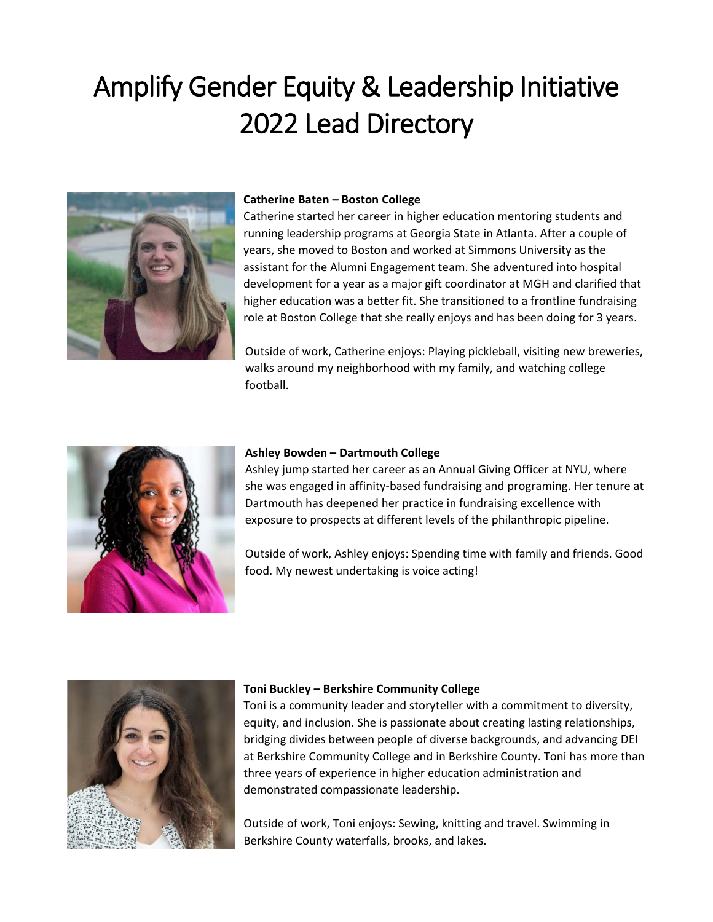# Amplify Gender Equity & Leadership Initiative 2022 Lead Directory

**Catherine Baten – Boston College**

Catherine started her career in higher education mentoring students and running leadership programs at Georgia State in Atlanta. After a couple of years, she moved to Boston and worked at Simmons University as the assistant for the Alumni Engagement team. She adventured into hospital development for a year as a major gift coordinator at MGH and clarified that higher education was a better fit. She transitioned to a frontline fundraising role at Boston College that she really enjoys and has been doing for 3 years.

Outside of work, Catherine enjoys: Playing pickleball, visiting new breweries, walks around my neighborhood with my family, and watching college football.

**Ashley Bowden – Dartmouth College**

Ashley jump started her career as an Annual Giving Officer at NYU, where she was engaged in affinity-based fundraising and programing. Her tenure at Dartmouth has deepened her practice in fundraising excellence with exposure to prospects at different levels of the philanthropic pipeline.

Outside of work, Ashley enjoys: Spending time with family and friends. Good food. My newest undertaking is voice acting!

**Toni Buckley – Berkshire Community College**

Toni is a community leader and storyteller with a commitment to diversity, equity, and inclusion. She is passionate about creating lasting relationships, bridging divides between people of diverse backgrounds, and advancing DEI at Berkshire Community College and in Berkshire County. Toni has more than three years of experience in higher education administration and demonstrated compassionate leadership.

Outside of work, Toni enjoys: Sewing, knitting and travel. Swimming in Berkshire County waterfalls, brooks, and lakes.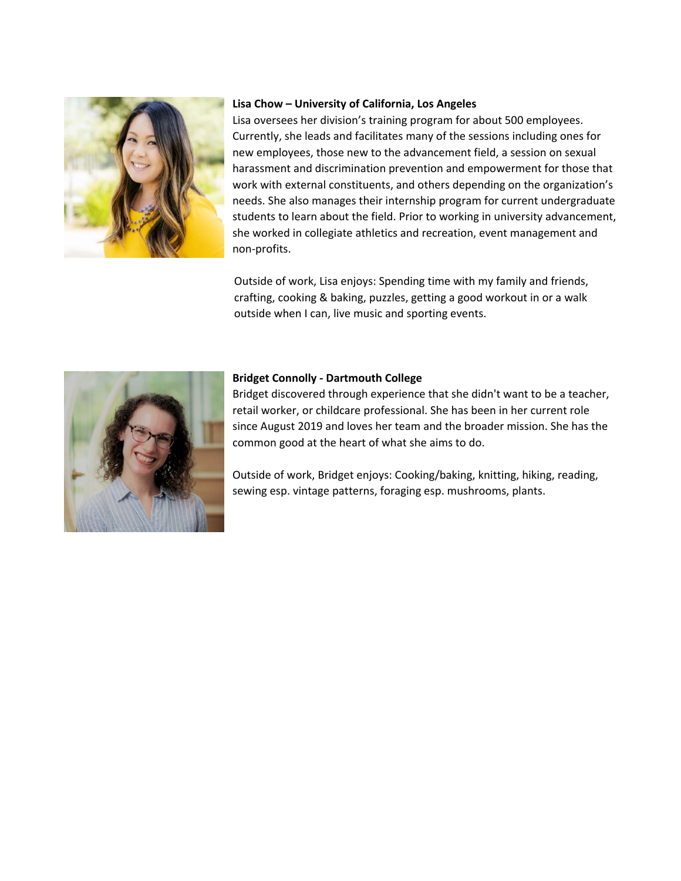**Lisa Chow – University of California, Los Angeles**

Lisa oversees her division's training program for about 500 employees. Currently, she leads and facilitates many of the sessions including ones for new employees, those new to the advancement field, a session on sexual harassment and discrimination prevention and empowerment for those that work with external constituents, and others depending on the organization's needs. She also manages their internship program for current undergraduate students to learn about the field. Prior to working in university advancement, she worked in collegiate athletics and recreation, event management and non-profits.

Outside of work, Lisa enjoys: Spending time with my family and friends, crafting, cooking & baking, puzzles, getting a good workout in or a walk outside when I can, live music and sporting events.

**Bridget Connolly - Dartmouth College**

Bridget discovered through experience that she didn't want to be a teacher, retail worker, or childcare professional. She has been in her current role since August 2019 and loves her team and the broader mission. She has the common good at the heart of what she aims to do.

Outside of work, Bridget enjoys: Cooking/baking, knitting, hiking, reading, sewing esp. vintage patterns, foraging esp. mushrooms, plants.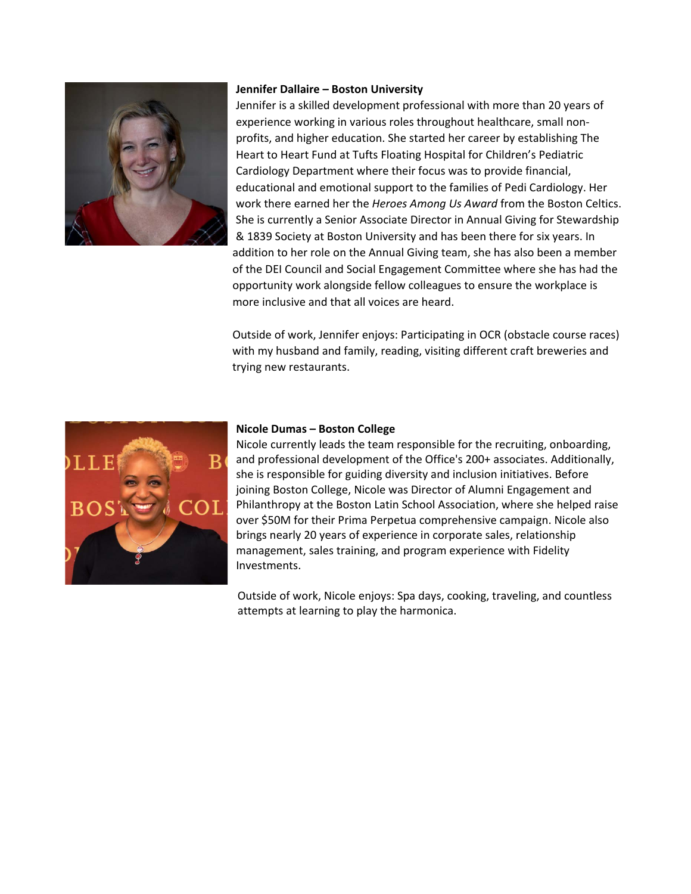**Jennifer Dallaire – Boston University**

Jennifer is a skilled development professional with more than 20 years of experience working in various roles throughout healthcare, small non-profits, and higher education. She started her career by establishing The Heart to Heart Fund at Tufts Floating Hospital for Children's Pediatric Cardiology Department where their focus was to provide financial, educational and emotional support to the families of Pedi Cardiology. Her work there earned her the *Heroes Among Us Award* from the Boston Celtics. She is currently a Senior Associate Director in Annual Giving for Stewardship & 1839 Society at Boston University and has been there for six years. In addition to her role on the Annual Giving team, she has also been a member of the DEI Council and Social Engagement Committee where she has had the opportunity work alongside fellow colleagues to ensure the workplace is more inclusive and that all voices are heard.

Outside of work, Jennifer enjoys: Participating in OCR (obstacle course races) with my husband and family, reading, visiting different craft breweries and trying new restaurants.

**Nicole Dumas – Boston College**

Nicole currently leads the team responsible for the recruiting, onboarding, and professional development of the Office's 200+ associates. Additionally, she is responsible for guiding diversity and inclusion initiatives. Before joining Boston College, Nicole was Director of Alumni Engagement and Philanthropy at the Boston Latin School Association, where she helped raise over $50M for their Prima Perpetua comprehensive campaign. Nicole also brings nearly 20 years of experience in corporate sales, relationship management, sales training, and program experience with Fidelity Investments.

Outside of work, Nicole enjoys: Spa days, cooking, traveling, and countless attempts at learning to play the harmonica.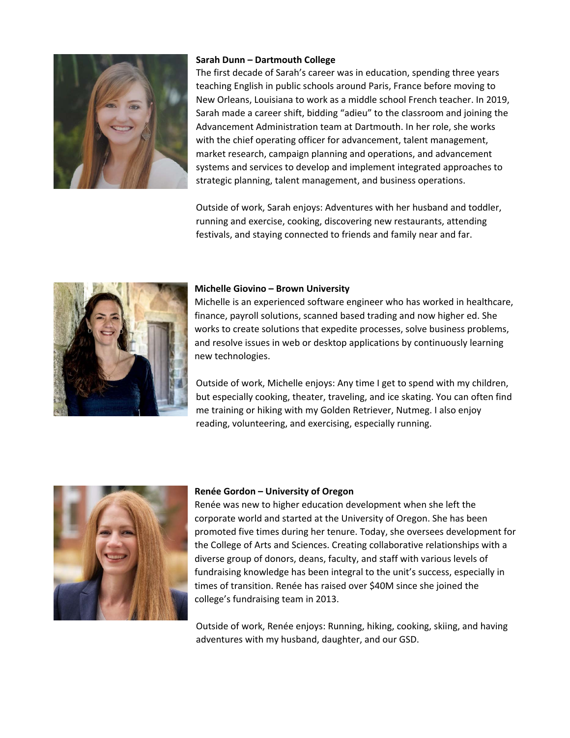**Sarah Dunn – Dartmouth College**

The first decade of Sarah's career was in education, spending three years teaching English in public schools around Paris, France before moving to New Orleans, Louisiana to work as a middle school French teacher. In 2019, Sarah made a career shift, bidding "adieu" to the classroom and joining the Advancement Administration team at Dartmouth. In her role, she works with the chief operating officer for advancement, talent management, market research, campaign planning and operations, and advancement systems and services to develop and implement integrated approaches to strategic planning, talent management, and business operations.

Outside of work, Sarah enjoys: Adventures with her husband and toddler, running and exercise, cooking, discovering new restaurants, attending festivals, and staying connected to friends and family near and far.

**Michelle Giovino – Brown University**

Michelle is an experienced software engineer who has worked in healthcare, finance, payroll solutions, scanned based trading and now higher ed. She works to create solutions that expedite processes, solve business problems, and resolve issues in web or desktop applications by continuously learning new technologies.

Outside of work, Michelle enjoys: Any time I get to spend with my children, but especially cooking, theater, traveling, and ice skating. You can often find me training or hiking with my Golden Retriever, Nutmeg. I also enjoy reading, volunteering, and exercising, especially running.

**Renée Gordon – University of Oregon**

Renée was new to higher education development when she left the corporate world and started at the University of Oregon. She has been promoted five times during her tenure. Today, she oversees development for the College of Arts and Sciences. Creating collaborative relationships with a diverse group of donors, deans, faculty, and staff with various levels of fundraising knowledge has been integral to the unit's success, especially in times of transition. Renée has raised over $40M since she joined the college's fundraising team in 2013.

Outside of work, Renée enjoys: Running, hiking, cooking, skiing, and having adventures with my husband, daughter, and our GSD.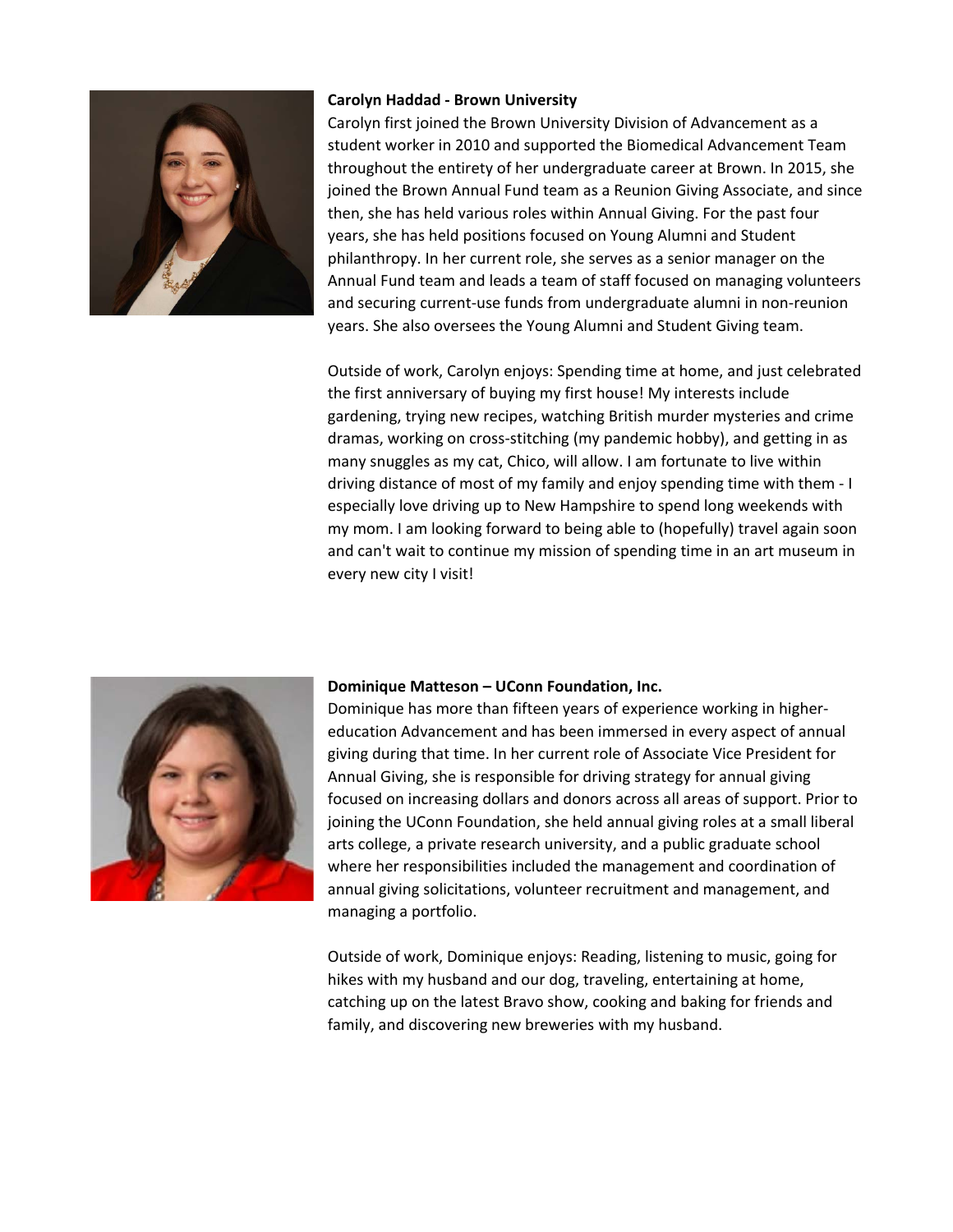**Carolyn Haddad - Brown University**

Carolyn first joined the Brown University Division of Advancement as a student worker in 2010 and supported the Biomedical Advancement Team throughout the entirety of her undergraduate career at Brown. In 2015, she joined the Brown Annual Fund team as a Reunion Giving Associate, and since then, she has held various roles within Annual Giving. For the past four years, she has held positions focused on Young Alumni and Student philanthropy. In her current role, she serves as a senior manager on the Annual Fund team and leads a team of staff focused on managing volunteers and securing current-use funds from undergraduate alumni in non-reunion years. She also oversees the Young Alumni and Student Giving team.

Outside of work, Carolyn enjoys: Spending time at home, and just celebrated the first anniversary of buying my first house! My interests include gardening, trying new recipes, watching British murder mysteries and crime dramas, working on cross-stitching (my pandemic hobby), and getting in as many snuggles as my cat, Chico, will allow. I am fortunate to live within driving distance of most of my family and enjoy spending time with them - I especially love driving up to New Hampshire to spend long weekends with my mom. I am looking forward to being able to (hopefully) travel again soon and can't wait to continue my mission of spending time in an art museum in every new city I visit!

**Dominique Matteson – UConn Foundation, Inc.**

Dominique has more than fifteen years of experience working in higher-education Advancement and has been immersed in every aspect of annual giving during that time. In her current role of Associate Vice President for Annual Giving, she is responsible for driving strategy for annual giving focused on increasing dollars and donors across all areas of support. Prior to joining the UConn Foundation, she held annual giving roles at a small liberal arts college, a private research university, and a public graduate school where her responsibilities included the management and coordination of annual giving solicitations, volunteer recruitment and management, and managing a portfolio.

Outside of work, Dominique enjoys: Reading, listening to music, going for hikes with my husband and our dog, traveling, entertaining at home, catching up on the latest Bravo show, cooking and baking for friends and family, and discovering new breweries with my husband.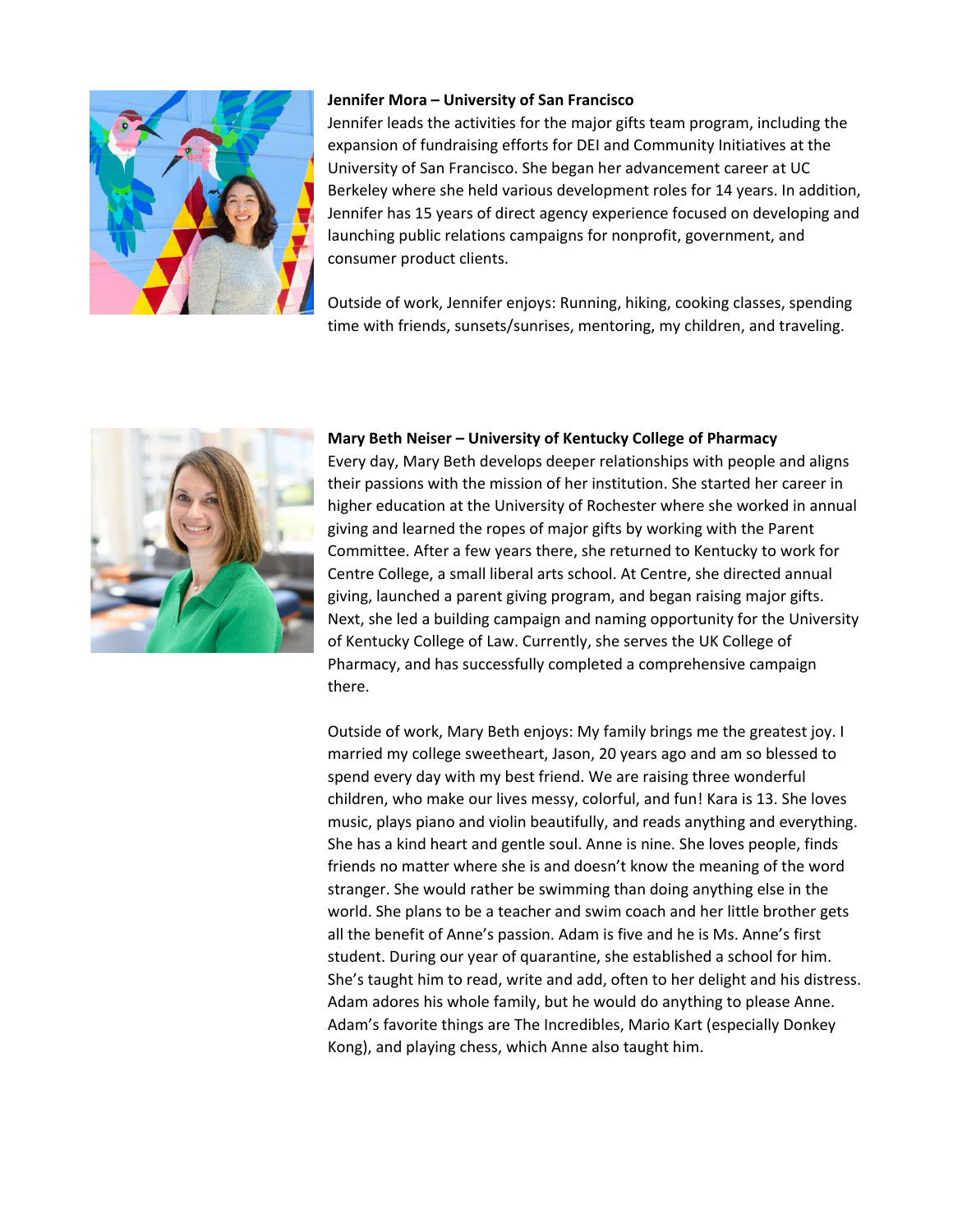**Jennifer Mora – University of San Francisco**

Jennifer leads the activities for the major gifts team program, including the expansion of fundraising efforts for DEI and Community Initiatives at the University of San Francisco. She began her advancement career at UC Berkeley where she held various development roles for 14 years. In addition, Jennifer has 15 years of direct agency experience focused on developing and launching public relations campaigns for nonprofit, government, and consumer product clients.

Outside of work, Jennifer enjoys: Running, hiking, cooking classes, spending time with friends, sunsets/sunrises, mentoring, my children, and traveling.

**Mary Beth Neiser – University of Kentucky College of Pharmacy**

Every day, Mary Beth develops deeper relationships with people and aligns their passions with the mission of her institution. She started her career in higher education at the University of Rochester where she worked in annual giving and learned the ropes of major gifts by working with the Parent Committee. After a few years there, she returned to Kentucky to work for Centre College, a small liberal arts school. At Centre, she directed annual giving, launched a parent giving program, and began raising major gifts. Next, she led a building campaign and naming opportunity for the University of Kentucky College of Law. Currently, she serves the UK College of Pharmacy, and has successfully completed a comprehensive campaign there.

Outside of work, Mary Beth enjoys: My family brings me the greatest joy. I married my college sweetheart, Jason, 20 years ago and am so blessed to spend every day with my best friend. We are raising three wonderful children, who make our lives messy, colorful, and fun! Kara is 13. She loves music, plays piano and violin beautifully, and reads anything and everything. She has a kind heart and gentle soul. Anne is nine. She loves people, finds friends no matter where she is and doesn't know the meaning of the word stranger. She would rather be swimming than doing anything else in the world. She plans to be a teacher and swim coach and her little brother gets all the benefit of Anne's passion. Adam is five and he is Ms. Anne's first student. During our year of quarantine, she established a school for him. She's taught him to read, write and add, often to her delight and his distress. Adam adores his whole family, but he would do anything to please Anne. Adam's favorite things are The Incredibles, Mario Kart (especially Donkey Kong), and playing chess, which Anne also taught him.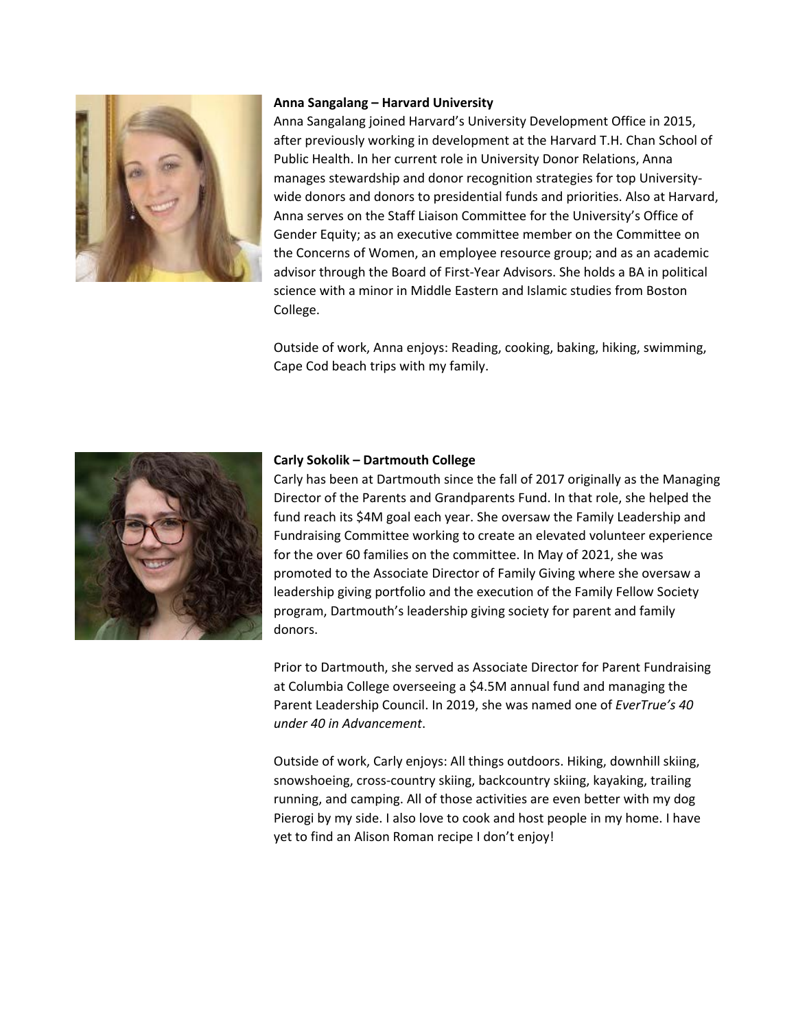**Anna Sangalang – Harvard University**

Anna Sangalang joined Harvard's University Development Office in 2015, after previously working in development at the Harvard T.H. Chan School of Public Health. In her current role in University Donor Relations, Anna manages stewardship and donor recognition strategies for top University-wide donors and donors to presidential funds and priorities. Also at Harvard, Anna serves on the Staff Liaison Committee for the University's Office of Gender Equity; as an executive committee member on the Committee on the Concerns of Women, an employee resource group; and as an academic advisor through the Board of First-Year Advisors. She holds a BA in political science with a minor in Middle Eastern and Islamic studies from Boston College.

Outside of work, Anna enjoys: Reading, cooking, baking, hiking, swimming, Cape Cod beach trips with my family.

**Carly Sokolik – Dartmouth College**

Carly has been at Dartmouth since the fall of 2017 originally as the Managing Director of the Parents and Grandparents Fund. In that role, she helped the fund reach its $4M goal each year. She oversaw the Family Leadership and Fundraising Committee working to create an elevated volunteer experience for the over 60 families on the committee. In May of 2021, she was promoted to the Associate Director of Family Giving where she oversaw a leadership giving portfolio and the execution of the Family Fellow Society program, Dartmouth's leadership giving society for parent and family donors.

Prior to Dartmouth, she served as Associate Director for Parent Fundraising at Columbia College overseeing a $4.5M annual fund and managing the Parent Leadership Council. In 2019, she was named one of *EverTrue's 40 under 40 in Advancement*.

Outside of work, Carly enjoys: All things outdoors. Hiking, downhill skiing, snowshoeing, cross-country skiing, backcountry skiing, kayaking, trailing running, and camping. All of those activities are even better with my dog Pierogi by my side. I also love to cook and host people in my home. I have yet to find an Alison Roman recipe I don't enjoy!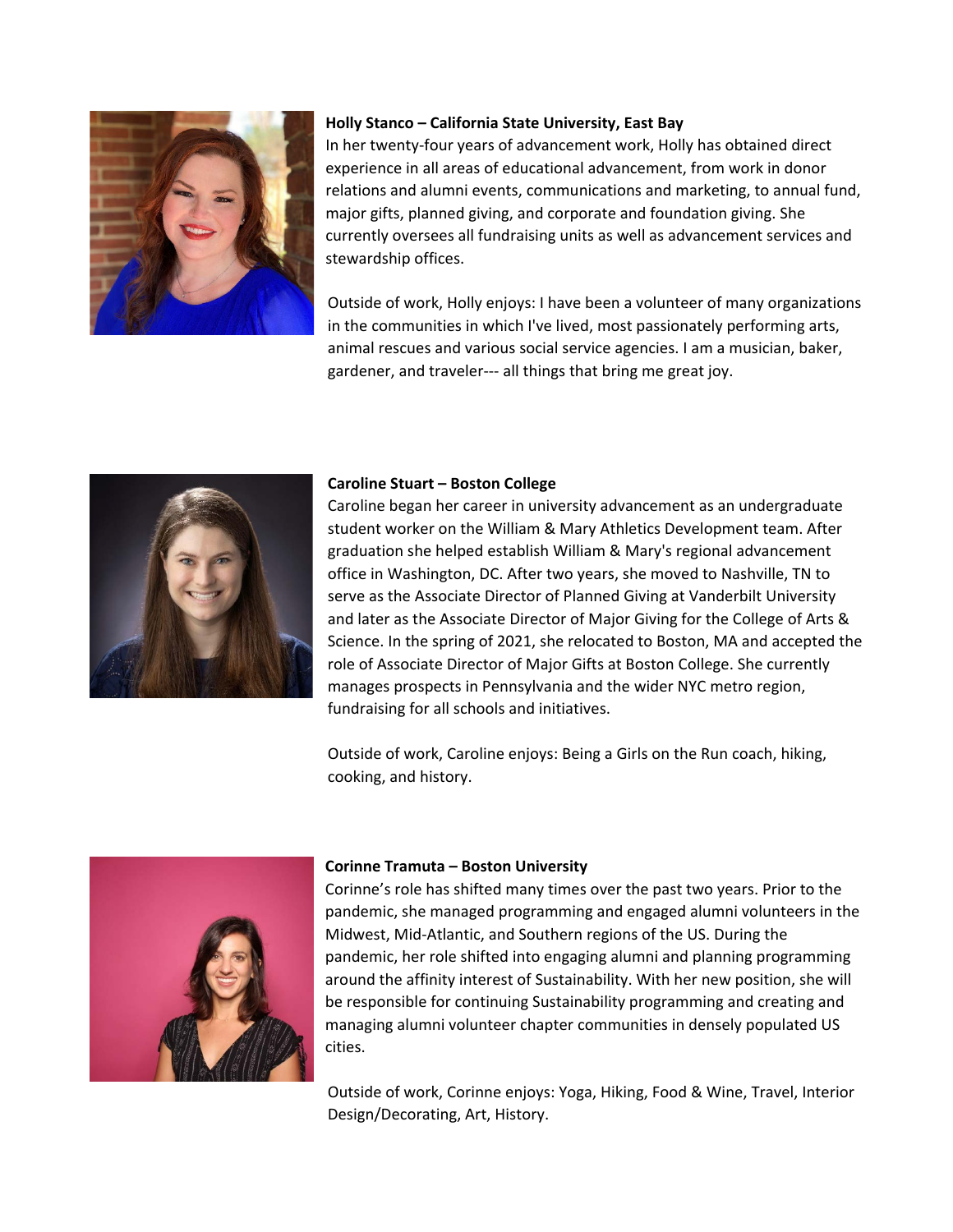**Holly Stanco – California State University, East Bay**

In her twenty-four years of advancement work, Holly has obtained direct experience in all areas of educational advancement, from work in donor relations and alumni events, communications and marketing, to annual fund, major gifts, planned giving, and corporate and foundation giving. She currently oversees all fundraising units as well as advancement services and stewardship offices.

Outside of work, Holly enjoys: I have been a volunteer of many organizations in the communities in which I've lived, most passionately performing arts, animal rescues and various social service agencies. I am a musician, baker, gardener, and traveler--- all things that bring me great joy.

**Caroline Stuart – Boston College**

Caroline began her career in university advancement as an undergraduate student worker on the William & Mary Athletics Development team. After graduation she helped establish William & Mary's regional advancement office in Washington, DC. After two years, she moved to Nashville, TN to serve as the Associate Director of Planned Giving at Vanderbilt University and later as the Associate Director of Major Giving for the College of Arts & Science. In the spring of 2021, she relocated to Boston, MA and accepted the role of Associate Director of Major Gifts at Boston College. She currently manages prospects in Pennsylvania and the wider NYC metro region, fundraising for all schools and initiatives.

Outside of work, Caroline enjoys: Being a Girls on the Run coach, hiking, cooking, and history.

**Corinne Tramuta – Boston University**

Corinne's role has shifted many times over the past two years. Prior to the pandemic, she managed programming and engaged alumni volunteers in the Midwest, Mid-Atlantic, and Southern regions of the US. During the pandemic, her role shifted into engaging alumni and planning programming around the affinity interest of Sustainability. With her new position, she will be responsible for continuing Sustainability programming and creating and managing alumni volunteer chapter communities in densely populated US cities.

Outside of work, Corinne enjoys: Yoga, Hiking, Food & Wine, Travel, Interior Design/Decorating, Art, History.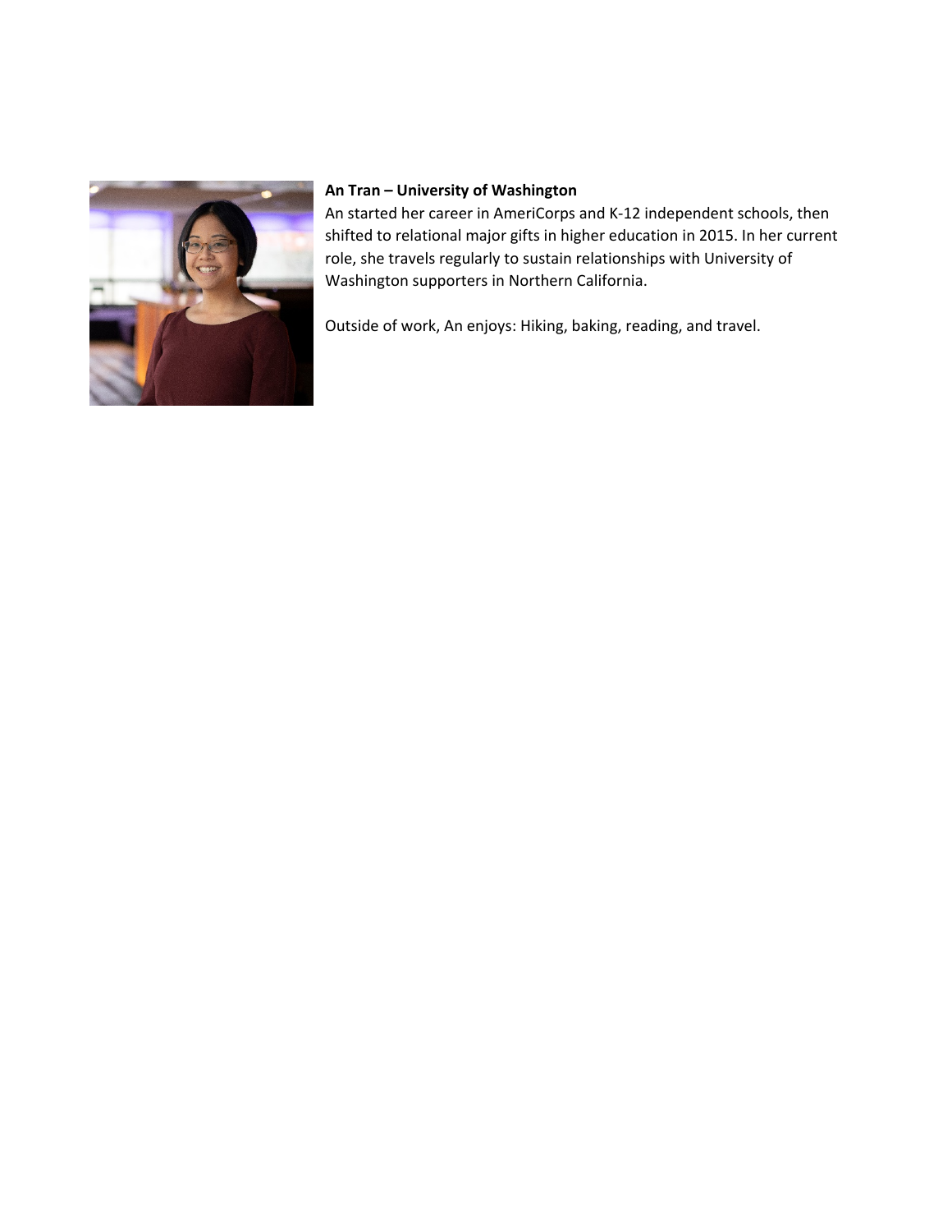**An Tran – University of Washington**
An started her career in AmeriCorps and K-12 independent schools, then shifted to relational major gifts in higher education in 2015. In her current role, she travels regularly to sustain relationships with University of Washington supporters in Northern California.

Outside of work, An enjoys: Hiking, baking, reading, and travel.